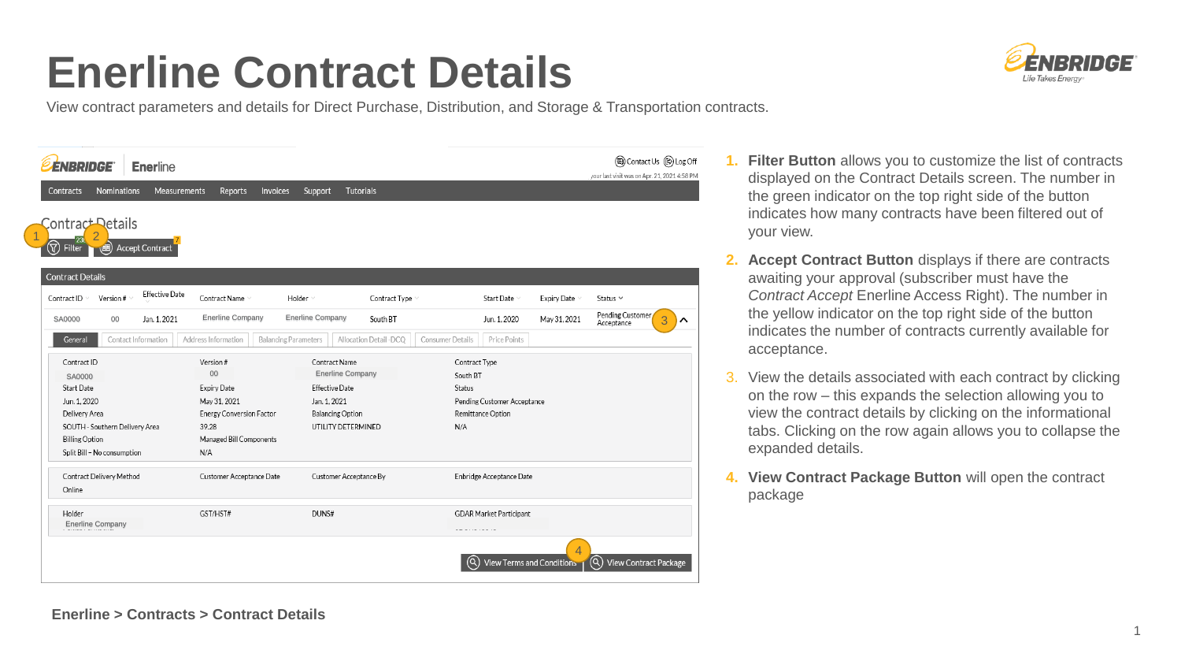# Enerline Contract Details

View contract parameters and details for Direct Purchase, Distribution, and Storage & Transportation contracts.

1. **Filter Button** allows you to customize the list of contracts displayed on the Contract Details screen. The number in the green indicator on the top right side of the button indicates how many contracts have been filtered out of your view.
2. **Accept Contract Button** displays if there are contracts awaiting your approval (subscriber must have the *Contract Accept* Enerline Access Right). The number in the yellow indicator on the top right side of the button indicates the number of contracts currently available for acceptance.
3. View the details associated with each contract by clicking on the row – this expands the selection allowing you to view the contract details by clicking on the informational tabs. Clicking on the row again allows you to collapse the expanded details.
4. **View Contract Package Button** will open the contract package

**Enerline > Contracts > Contract Details**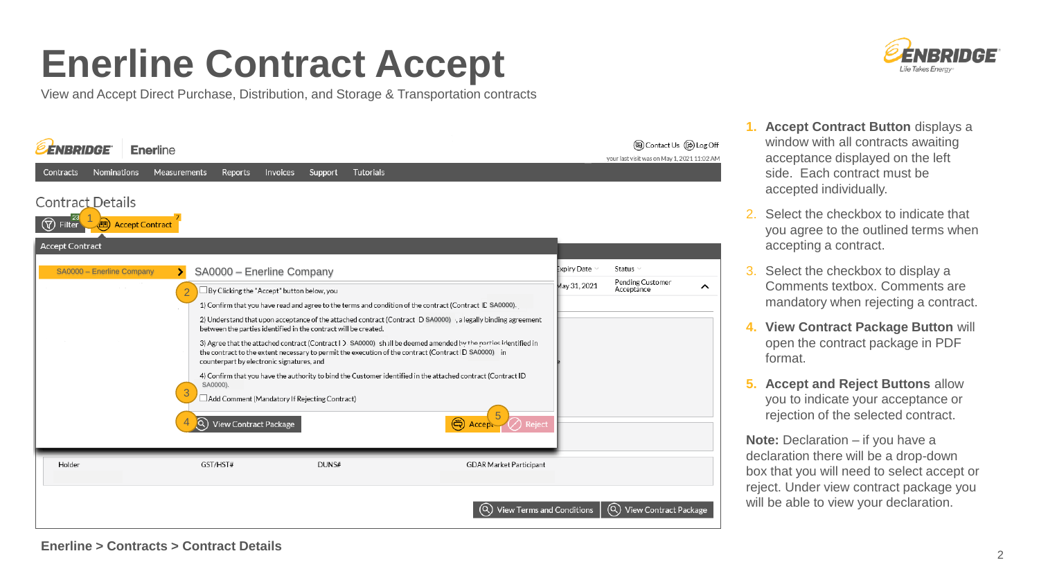# Enerline Contract Accept

View and Accept Direct Purchase, Distribution, and Storage & Transportation contracts

Contract Details

Filter | Accept Contract

Accept Contract

SA0000 – Enerline Company

SA0000 – Enerline Company

By Clicking the "Accept" button below, you

1) Confirm that you have read and agree to the terms and condition of the contract (Contract ID SA0000).

2) Understand that upon acceptance of the attached contract (Contract ID SA0000), a legally binding agreement between the parties identified in the contract will be created.

3) Agree that the attached contract (Contract ID SA0000) shall be deemed amended by the parties identified in the contract to the extent necessary to permit the execution of the contract (Contract ID SA0000) in counterpart by electronic signatures, and

4) Confirm that you have the authority to bind the Customer identified in the attached contract (Contract ID SA0000).

Add Comment (Mandatory If Rejecting Contract)

View Contract Package | Accept | Reject

Expiry Date | Status

May 31, 2021 | Pending Customer Acceptance

Holder | GST/HST# | DUNS# | GDAR Market Participant

View Terms and Conditions | View Contract Package

1. **Accept Contract Button** displays a window with all contracts awaiting acceptance displayed on the left side. Each contract must be accepted individually.
2. Select the checkbox to indicate that you agree to the outlined terms when accepting a contract.
3. Select the checkbox to display a Comments textbox. Comments are mandatory when rejecting a contract.
4. **View Contract Package Button** will open the contract package in PDF format.
5. **Accept and Reject Buttons** allow you to indicate your acceptance or rejection of the selected contract.

**Note:** Declaration – if you have a declaration there will be a drop-down box that you will need to select accept or reject. Under view contract package you will be able to view your declaration.

**Enerline > Contracts > Contract Details**